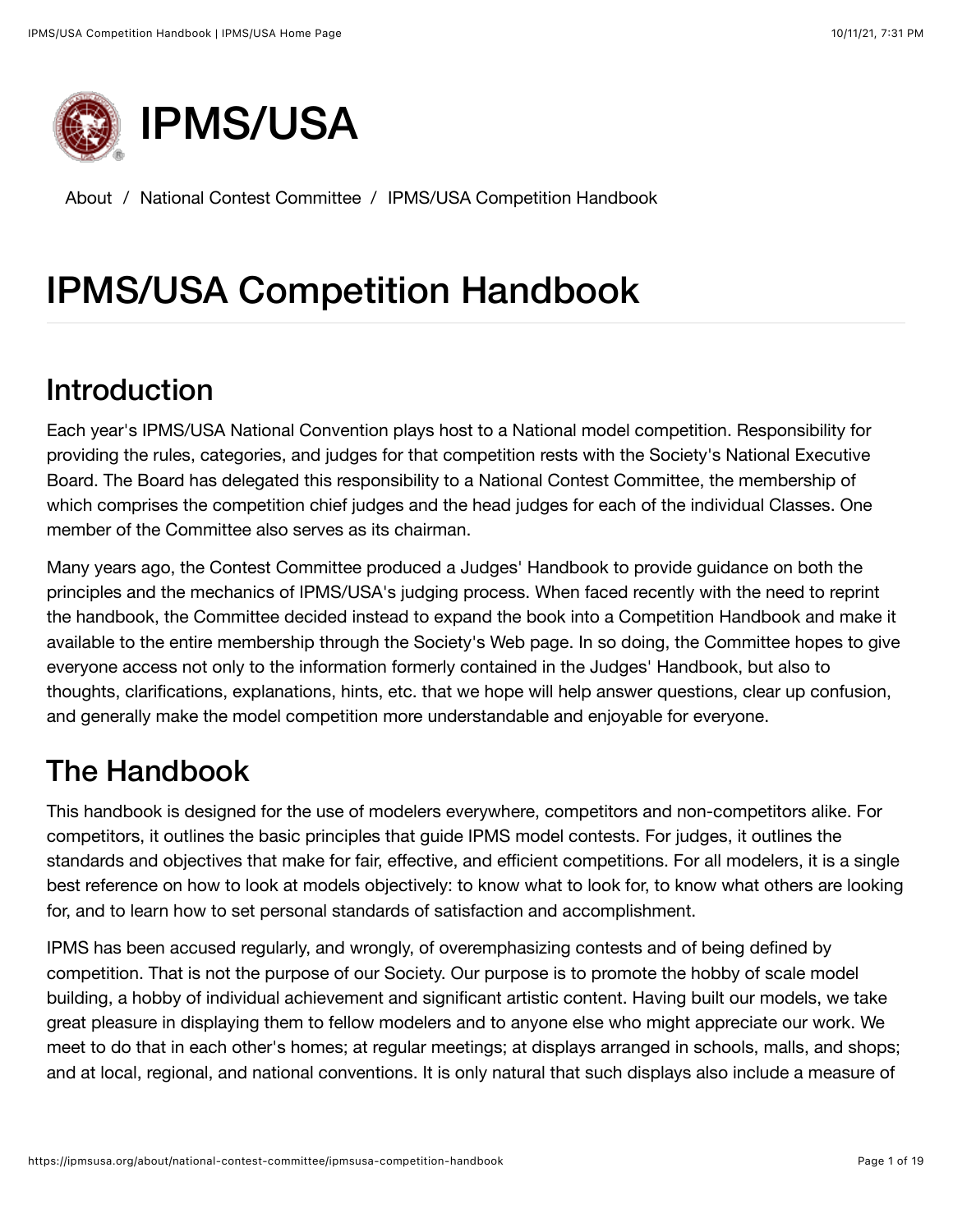# IPMS/USA

About / National Contest Committee / IPMS/USA Competition Handbook

# IPMS/USA Competition Handbook

## Introduction

Each year's IPMS/USA National Convention plays host to a National model competition. Responsibility for providing the rules, categories, and judges for that competition rests with the Society's National Executive Board. The Board has delegated this responsibility to a National Contest Committee, the membership of which comprises the competition chief judges and the head judges for each of the individual Classes. One member of the Committee also serves as its chairman.

Many years ago, the Contest Committee produced a Judges' Handbook to provide guidance on both the principles and the mechanics of IPMS/USA's judging process. When faced recently with the need to reprint the handbook, the Committee decided instead to expand the book into a Competition Handbook and make it available to the entire membership through the Society's Web page. In so doing, the Committee hopes to give everyone access not only to the information formerly contained in the Judges' Handbook, but also to thoughts, clarifications, explanations, hints, etc. that we hope will help answer questions, clear up confusion, and generally make the model competition more understandable and enjoyable for everyone.

## The Handbook

This handbook is designed for the use of modelers everywhere, competitors and non-competitors alike. For competitors, it outlines the basic principles that guide IPMS model contests. For judges, it outlines the standards and objectives that make for fair, effective, and efficient competitions. For all modelers, it is a single best reference on how to look at models objectively: to know what to look for, to know what others are looking for, and to learn how to set personal standards of satisfaction and accomplishment.

IPMS has been accused regularly, and wrongly, of overemphasizing contests and of being defined by competition. That is not the purpose of our Society. Our purpose is to promote the hobby of scale model building, a hobby of individual achievement and significant artistic content. Having built our models, we take great pleasure in displaying them to fellow modelers and to anyone else who might appreciate our work. We meet to do that in each other's homes; at regular meetings; at displays arranged in schools, malls, and shops; and at local, regional, and national conventions. It is only natural that such displays also include a measure of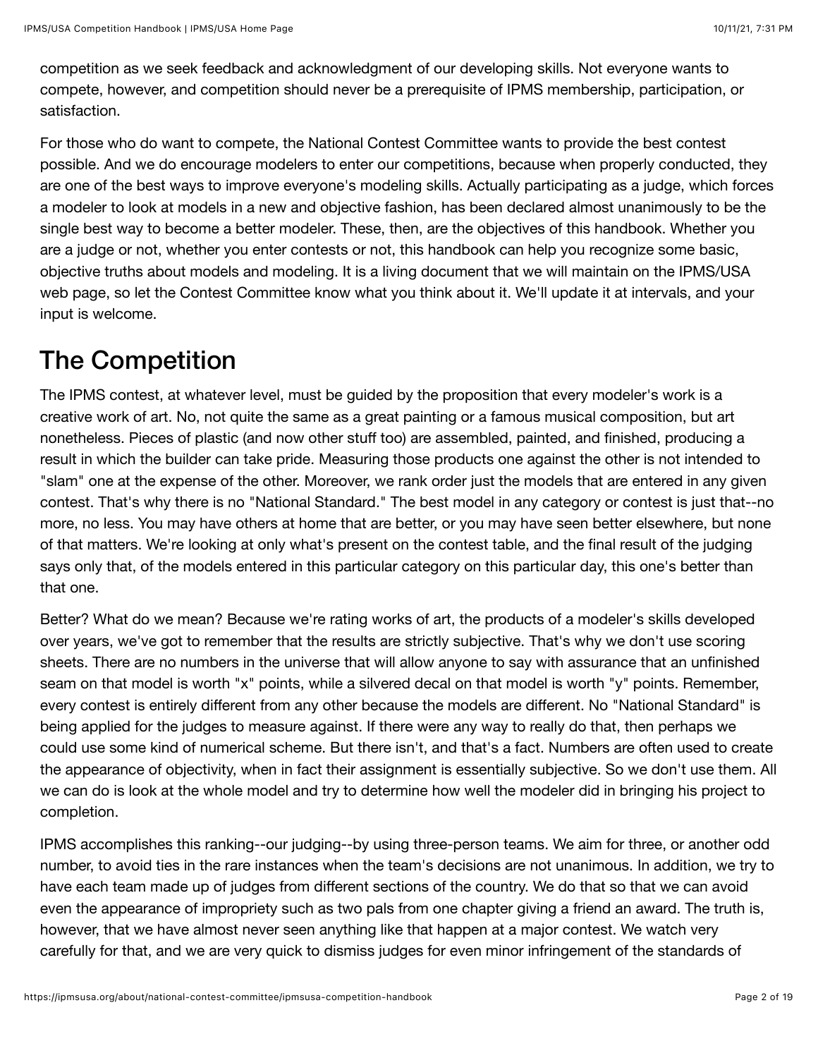competition as we seek feedback and acknowledgment of our developing skills. Not everyone wants to compete, however, and competition should never be a prerequisite of IPMS membership, participation, or satisfaction.

For those who do want to compete, the National Contest Committee wants to provide the best contest possible. And we do encourage modelers to enter our competitions, because when properly conducted, they are one of the best ways to improve everyone's modeling skills. Actually participating as a judge, which forces a modeler to look at models in a new and objective fashion, has been declared almost unanimously to be the single best way to become a better modeler. These, then, are the objectives of this handbook. Whether you are a judge or not, whether you enter contests or not, this handbook can help you recognize some basic, objective truths about models and modeling. It is a living document that we will maintain on the IPMS/USA web page, so let the Contest Committee know what you think about it. We'll update it at intervals, and your input is welcome.

# The Competition

The IPMS contest, at whatever level, must be guided by the proposition that every modeler's work is a creative work of art. No, not quite the same as a great painting or a famous musical composition, but art nonetheless. Pieces of plastic (and now other stuff too) are assembled, painted, and finished, producing a result in which the builder can take pride. Measuring those products one against the other is not intended to "slam" one at the expense of the other. Moreover, we rank order just the models that are entered in any given contest. That's why there is no "National Standard." The best model in any category or contest is just that--no more, no less. You may have others at home that are better, or you may have seen better elsewhere, but none of that matters. We're looking at only what's present on the contest table, and the final result of the judging says only that, of the models entered in this particular category on this particular day, this one's better than that one.

Better? What do we mean? Because we're rating works of art, the products of a modeler's skills developed over years, we've got to remember that the results are strictly subjective. That's why we don't use scoring sheets. There are no numbers in the universe that will allow anyone to say with assurance that an unfinished seam on that model is worth "x" points, while a silvered decal on that model is worth "y" points. Remember, every contest is entirely different from any other because the models are different. No "National Standard" is being applied for the judges to measure against. If there were any way to really do that, then perhaps we could use some kind of numerical scheme. But there isn't, and that's a fact. Numbers are often used to create the appearance of objectivity, when in fact their assignment is essentially subjective. So we don't use them. All we can do is look at the whole model and try to determine how well the modeler did in bringing his project to completion.

IPMS accomplishes this ranking--our judging--by using three-person teams. We aim for three, or another odd number, to avoid ties in the rare instances when the team's decisions are not unanimous. In addition, we try to have each team made up of judges from different sections of the country. We do that so that we can avoid even the appearance of impropriety such as two pals from one chapter giving a friend an award. The truth is, however, that we have almost never seen anything like that happen at a major contest. We watch very carefully for that, and we are very quick to dismiss judges for even minor infringement of the standards of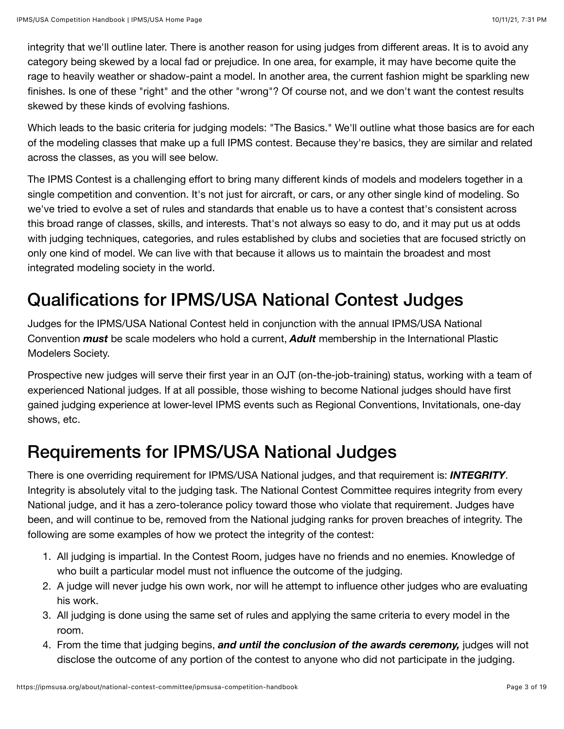integrity that we'll outline later. There is another reason for using judges from different areas. It is to avoid any category being skewed by a local fad or prejudice. In one area, for example, it may have become quite the rage to heavily weather or shadow-paint a model. In another area, the current fashion might be sparkling new finishes. Is one of these "right" and the other "wrong"? Of course not, and we don't want the contest results skewed by these kinds of evolving fashions.

Which leads to the basic criteria for judging models: "The Basics." We'll outline what those basics are for each of the modeling classes that make up a full IPMS contest. Because they're basics, they are similar and related across the classes, as you will see below.

The IPMS Contest is a challenging effort to bring many different kinds of models and modelers together in a single competition and convention. It's not just for aircraft, or cars, or any other single kind of modeling. So we've tried to evolve a set of rules and standards that enable us to have a contest that's consistent across this broad range of classes, skills, and interests. That's not always so easy to do, and it may put us at odds with judging techniques, categories, and rules established by clubs and societies that are focused strictly on only one kind of model. We can live with that because it allows us to maintain the broadest and most integrated modeling society in the world.

## Qualifications for IPMS/USA National Contest Judges

Judges for the IPMS/USA National Contest held in conjunction with the annual IPMS/USA National Convention ***must*** be scale modelers who hold a current, ***Adult*** membership in the International Plastic Modelers Society.

Prospective new judges will serve their first year in an OJT (on-the-job-training) status, working with a team of experienced National judges. If at all possible, those wishing to become National judges should have first gained judging experience at lower-level IPMS events such as Regional Conventions, Invitationals, one-day shows, etc.

## Requirements for IPMS/USA National Judges

There is one overriding requirement for IPMS/USA National judges, and that requirement is: ***INTEGRITY***. Integrity is absolutely vital to the judging task. The National Contest Committee requires integrity from every National judge, and it has a zero-tolerance policy toward those who violate that requirement. Judges have been, and will continue to be, removed from the National judging ranks for proven breaches of integrity. The following are some examples of how we protect the integrity of the contest:

1. All judging is impartial. In the Contest Room, judges have no friends and no enemies. Knowledge of who built a particular model must not influence the outcome of the judging.
2. A judge will never judge his own work, nor will he attempt to influence other judges who are evaluating his work.
3. All judging is done using the same set of rules and applying the same criteria to every model in the room.
4. From the time that judging begins, ***and until the conclusion of the awards ceremony,*** judges will not disclose the outcome of any portion of the contest to anyone who did not participate in the judging.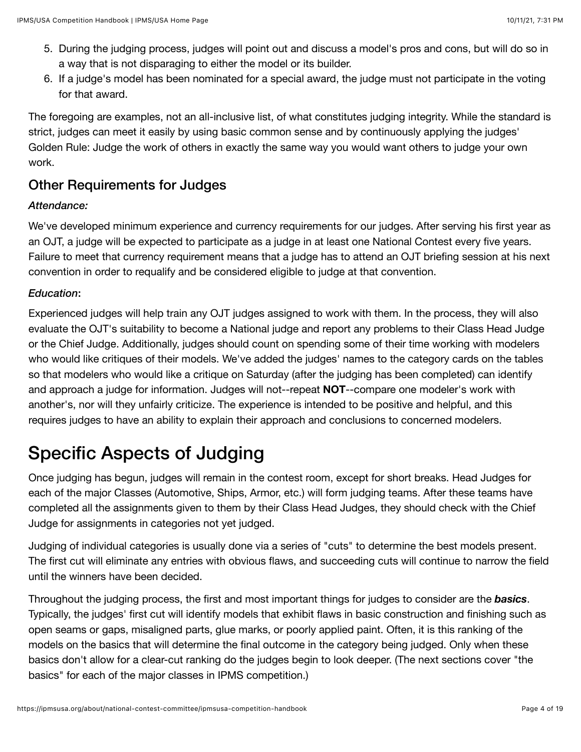5. During the judging process, judges will point out and discuss a model's pros and cons, but will do so in a way that is not disparaging to either the model or its builder.
6. If a judge's model has been nominated for a special award, the judge must not participate in the voting for that award.

The foregoing are examples, not an all-inclusive list, of what constitutes judging integrity. While the standard is strict, judges can meet it easily by using basic common sense and by continuously applying the judges' Golden Rule: Judge the work of others in exactly the same way you would want others to judge your own work.

### Other Requirements for Judges

*Attendance:*

We've developed minimum experience and currency requirements for our judges. After serving his first year as an OJT, a judge will be expected to participate as a judge in at least one National Contest every five years. Failure to meet that currency requirement means that a judge has to attend an OJT briefing session at his next convention in order to requalify and be considered eligible to judge at that convention.

*Education*:

Experienced judges will help train any OJT judges assigned to work with them. In the process, they will also evaluate the OJT's suitability to become a National judge and report any problems to their Class Head Judge or the Chief Judge. Additionally, judges should count on spending some of their time working with modelers who would like critiques of their models. We've added the judges' names to the category cards on the tables so that modelers who would like a critique on Saturday (after the judging has been completed) can identify and approach a judge for information. Judges will not--repeat **NOT**--compare one modeler's work with another's, nor will they unfairly criticize. The experience is intended to be positive and helpful, and this requires judges to have an ability to explain their approach and conclusions to concerned modelers.

## Specific Aspects of Judging

Once judging has begun, judges will remain in the contest room, except for short breaks. Head Judges for each of the major Classes (Automotive, Ships, Armor, etc.) will form judging teams. After these teams have completed all the assignments given to them by their Class Head Judges, they should check with the Chief Judge for assignments in categories not yet judged.

Judging of individual categories is usually done via a series of "cuts" to determine the best models present. The first cut will eliminate any entries with obvious flaws, and succeeding cuts will continue to narrow the field until the winners have been decided.

Throughout the judging process, the first and most important things for judges to consider are the ***basics***. Typically, the judges' first cut will identify models that exhibit flaws in basic construction and finishing such as open seams or gaps, misaligned parts, glue marks, or poorly applied paint. Often, it is this ranking of the models on the basics that will determine the final outcome in the category being judged. Only when these basics don't allow for a clear-cut ranking do the judges begin to look deeper. (The next sections cover "the basics" for each of the major classes in IPMS competition.)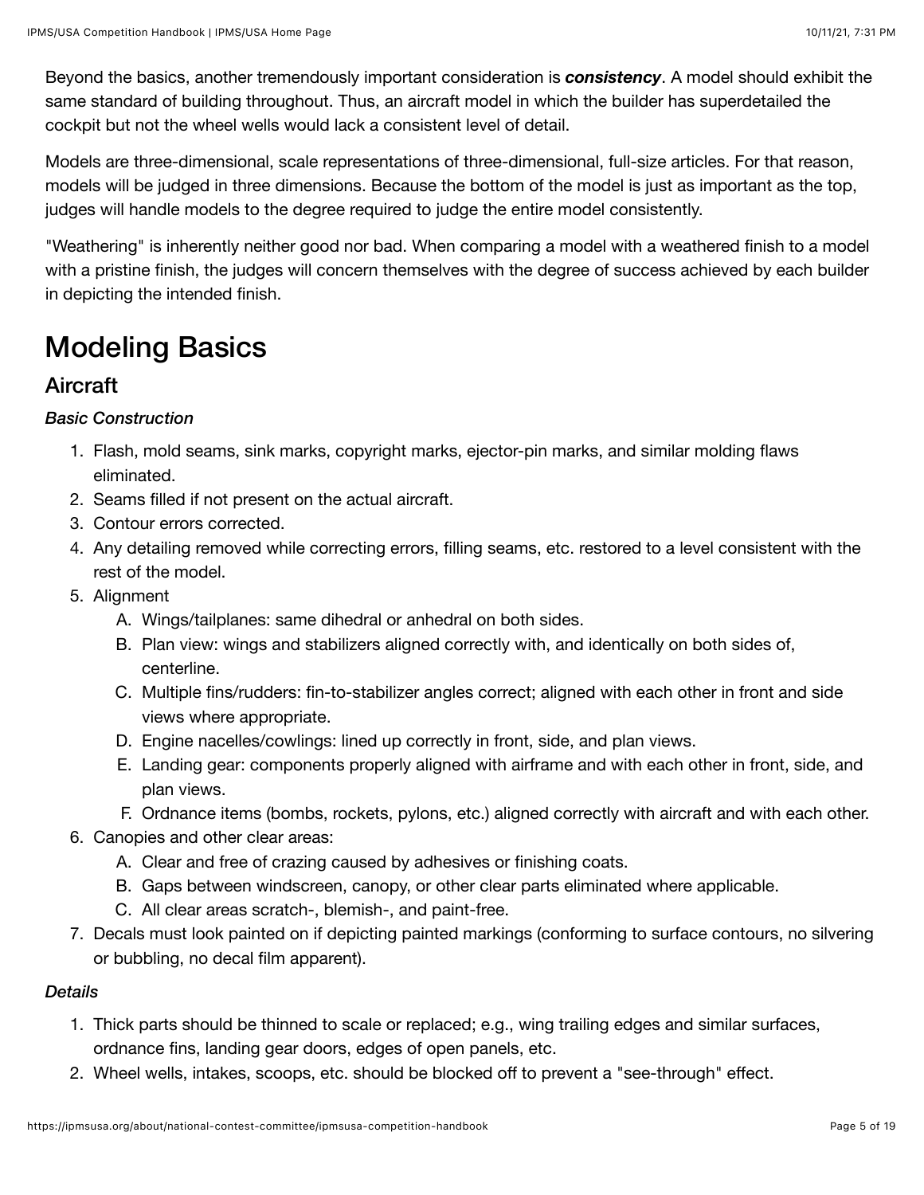Beyond the basics, another tremendously important consideration is ***consistency***. A model should exhibit the same standard of building throughout. Thus, an aircraft model in which the builder has superdetailed the cockpit but not the wheel wells would lack a consistent level of detail.

Models are three-dimensional, scale representations of three-dimensional, full-size articles. For that reason, models will be judged in three dimensions. Because the bottom of the model is just as important as the top, judges will handle models to the degree required to judge the entire model consistently.

"Weathering" is inherently neither good nor bad. When comparing a model with a weathered finish to a model with a pristine finish, the judges will concern themselves with the degree of success achieved by each builder in depicting the intended finish.

# Modeling Basics

## Aircraft

*Basic Construction*

1. Flash, mold seams, sink marks, copyright marks, ejector-pin marks, and similar molding flaws eliminated.
2. Seams filled if not present on the actual aircraft.
3. Contour errors corrected.
4. Any detailing removed while correcting errors, filling seams, etc. restored to a level consistent with the rest of the model.
5. Alignment
   A. Wings/tailplanes: same dihedral or anhedral on both sides.
   B. Plan view: wings and stabilizers aligned correctly with, and identically on both sides of, centerline.
   C. Multiple fins/rudders: fin-to-stabilizer angles correct; aligned with each other in front and side views where appropriate.
   D. Engine nacelles/cowlings: lined up correctly in front, side, and plan views.
   E. Landing gear: components properly aligned with airframe and with each other in front, side, and plan views.
   F. Ordnance items (bombs, rockets, pylons, etc.) aligned correctly with aircraft and with each other.
6. Canopies and other clear areas:
   A. Clear and free of crazing caused by adhesives or finishing coats.
   B. Gaps between windscreen, canopy, or other clear parts eliminated where applicable.
   C. All clear areas scratch-, blemish-, and paint-free.
7. Decals must look painted on if depicting painted markings (conforming to surface contours, no silvering or bubbling, no decal film apparent).

*Details*

1. Thick parts should be thinned to scale or replaced; e.g., wing trailing edges and similar surfaces, ordnance fins, landing gear doors, edges of open panels, etc.
2. Wheel wells, intakes, scoops, etc. should be blocked off to prevent a "see-through" effect.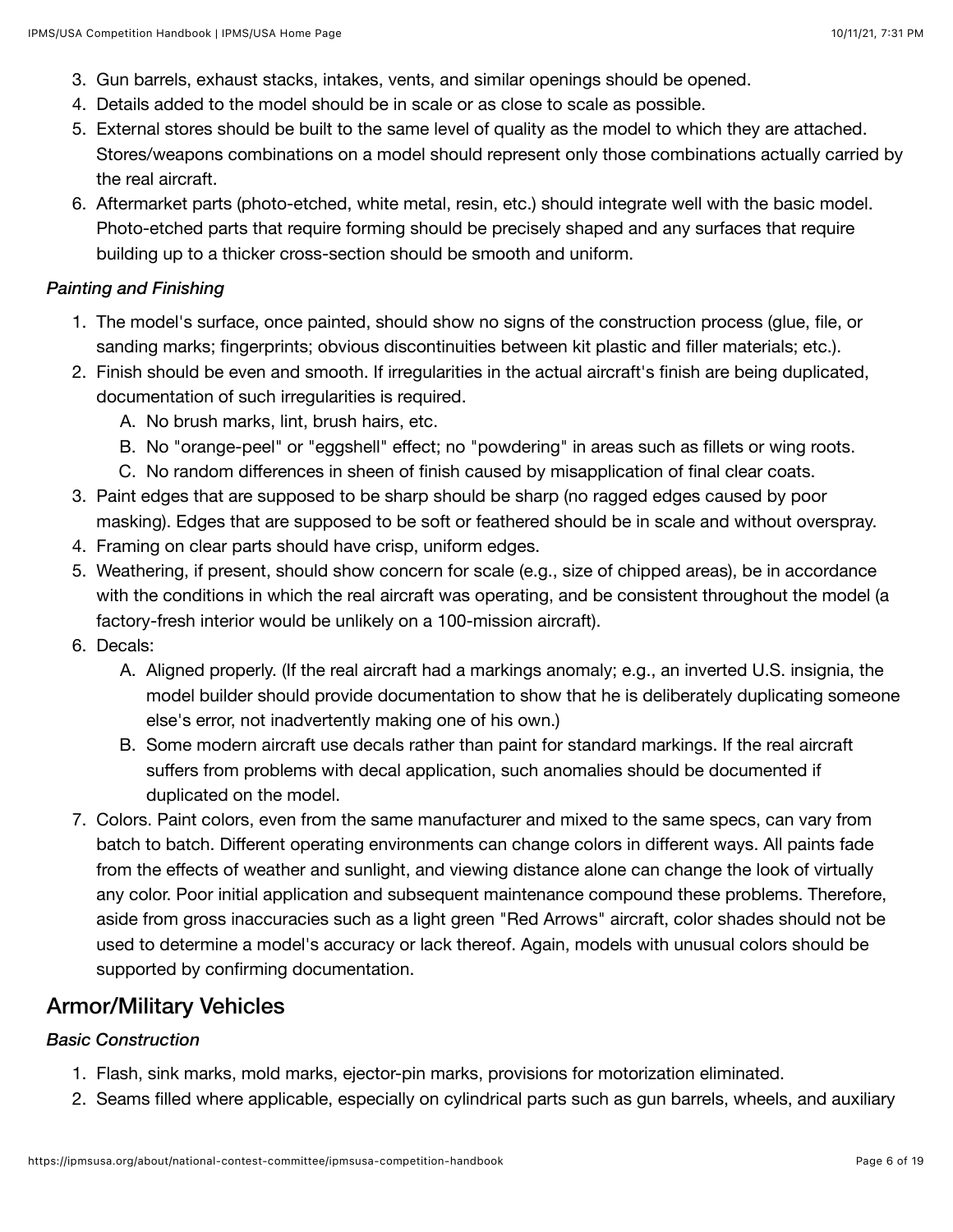3. Gun barrels, exhaust stacks, intakes, vents, and similar openings should be opened.
4. Details added to the model should be in scale or as close to scale as possible.
5. External stores should be built to the same level of quality as the model to which they are attached. Stores/weapons combinations on a model should represent only those combinations actually carried by the real aircraft.
6. Aftermarket parts (photo-etched, white metal, resin, etc.) should integrate well with the basic model. Photo-etched parts that require forming should be precisely shaped and any surfaces that require building up to a thicker cross-section should be smooth and uniform.

*Painting and Finishing*

1. The model's surface, once painted, should show no signs of the construction process (glue, file, or sanding marks; fingerprints; obvious discontinuities between kit plastic and filler materials; etc.).
2. Finish should be even and smooth. If irregularities in the actual aircraft's finish are being duplicated, documentation of such irregularities is required.
   A. No brush marks, lint, brush hairs, etc.
   B. No "orange-peel" or "eggshell" effect; no "powdering" in areas such as fillets or wing roots.
   C. No random differences in sheen of finish caused by misapplication of final clear coats.
3. Paint edges that are supposed to be sharp should be sharp (no ragged edges caused by poor masking). Edges that are supposed to be soft or feathered should be in scale and without overspray.
4. Framing on clear parts should have crisp, uniform edges.
5. Weathering, if present, should show concern for scale (e.g., size of chipped areas), be in accordance with the conditions in which the real aircraft was operating, and be consistent throughout the model (a factory-fresh interior would be unlikely on a 100-mission aircraft).
6. Decals:
   A. Aligned properly. (If the real aircraft had a markings anomaly; e.g., an inverted U.S. insignia, the model builder should provide documentation to show that he is deliberately duplicating someone else's error, not inadvertently making one of his own.)
   B. Some modern aircraft use decals rather than paint for standard markings. If the real aircraft suffers from problems with decal application, such anomalies should be documented if duplicated on the model.
7. Colors. Paint colors, even from the same manufacturer and mixed to the same specs, can vary from batch to batch. Different operating environments can change colors in different ways. All paints fade from the effects of weather and sunlight, and viewing distance alone can change the look of virtually any color. Poor initial application and subsequent maintenance compound these problems. Therefore, aside from gross inaccuracies such as a light green "Red Arrows" aircraft, color shades should not be used to determine a model's accuracy or lack thereof. Again, models with unusual colors should be supported by confirming documentation.

## Armor/Military Vehicles

*Basic Construction*

1. Flash, sink marks, mold marks, ejector-pin marks, provisions for motorization eliminated.
2. Seams filled where applicable, especially on cylindrical parts such as gun barrels, wheels, and auxiliary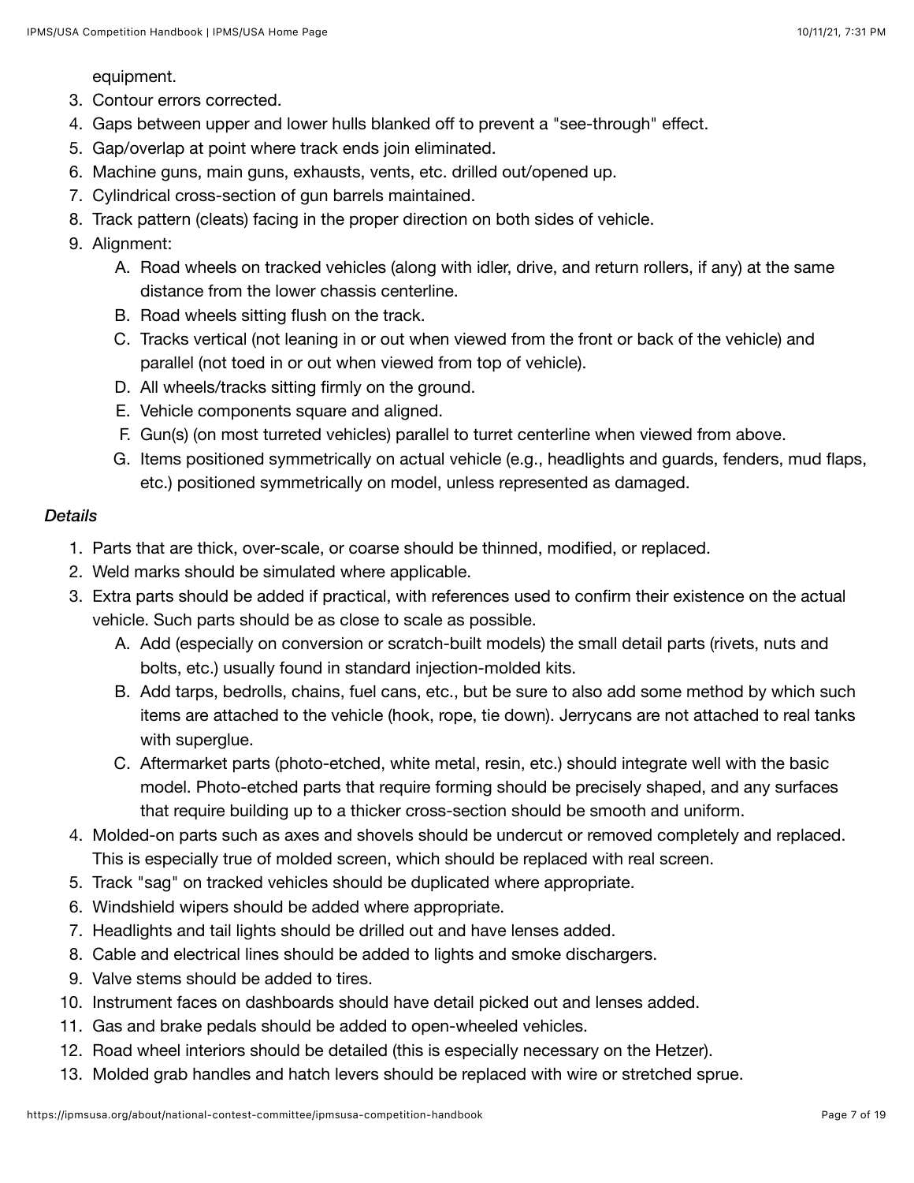equipment.

3. Contour errors corrected.
4. Gaps between upper and lower hulls blanked off to prevent a "see-through" effect.
5. Gap/overlap at point where track ends join eliminated.
6. Machine guns, main guns, exhausts, vents, etc. drilled out/opened up.
7. Cylindrical cross-section of gun barrels maintained.
8. Track pattern (cleats) facing in the proper direction on both sides of vehicle.
9. Alignment:
    A. Road wheels on tracked vehicles (along with idler, drive, and return rollers, if any) at the same distance from the lower chassis centerline.
    B. Road wheels sitting flush on the track.
    C. Tracks vertical (not leaning in or out when viewed from the front or back of the vehicle) and parallel (not toed in or out when viewed from top of vehicle).
    D. All wheels/tracks sitting firmly on the ground.
    E. Vehicle components square and aligned.
    F. Gun(s) (on most turreted vehicles) parallel to turret centerline when viewed from above.
    G. Items positioned symmetrically on actual vehicle (e.g., headlights and guards, fenders, mud flaps, etc.) positioned symmetrically on model, unless represented as damaged.

*Details*

1. Parts that are thick, over-scale, or coarse should be thinned, modified, or replaced.
2. Weld marks should be simulated where applicable.
3. Extra parts should be added if practical, with references used to confirm their existence on the actual vehicle. Such parts should be as close to scale as possible.
    A. Add (especially on conversion or scratch-built models) the small detail parts (rivets, nuts and bolts, etc.) usually found in standard injection-molded kits.
    B. Add tarps, bedrolls, chains, fuel cans, etc., but be sure to also add some method by which such items are attached to the vehicle (hook, rope, tie down). Jerrycans are not attached to real tanks with superglue.
    C. Aftermarket parts (photo-etched, white metal, resin, etc.) should integrate well with the basic model. Photo-etched parts that require forming should be precisely shaped, and any surfaces that require building up to a thicker cross-section should be smooth and uniform.
4. Molded-on parts such as axes and shovels should be undercut or removed completely and replaced. This is especially true of molded screen, which should be replaced with real screen.
5. Track "sag" on tracked vehicles should be duplicated where appropriate.
6. Windshield wipers should be added where appropriate.
7. Headlights and tail lights should be drilled out and have lenses added.
8. Cable and electrical lines should be added to lights and smoke dischargers.
9. Valve stems should be added to tires.
10. Instrument faces on dashboards should have detail picked out and lenses added.
11. Gas and brake pedals should be added to open-wheeled vehicles.
12. Road wheel interiors should be detailed (this is especially necessary on the Hetzer).
13. Molded grab handles and hatch levers should be replaced with wire or stretched sprue.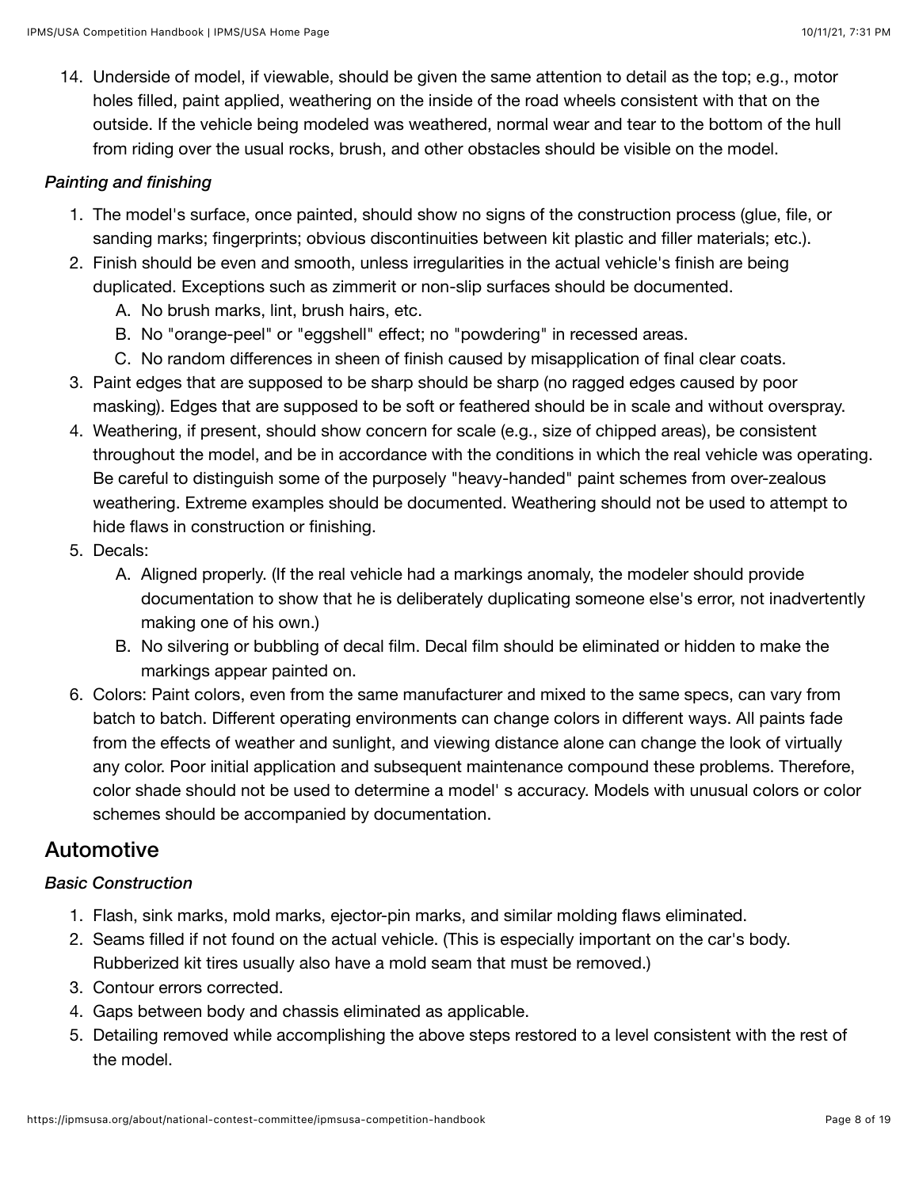14. Underside of model, if viewable, should be given the same attention to detail as the top; e.g., motor holes filled, paint applied, weathering on the inside of the road wheels consistent with that on the outside. If the vehicle being modeled was weathered, normal wear and tear to the bottom of the hull from riding over the usual rocks, brush, and other obstacles should be visible on the model.

*Painting and finishing*

1. The model's surface, once painted, should show no signs of the construction process (glue, file, or sanding marks; fingerprints; obvious discontinuities between kit plastic and filler materials; etc.).
2. Finish should be even and smooth, unless irregularities in the actual vehicle's finish are being duplicated. Exceptions such as zimmerit or non-slip surfaces should be documented.
   A. No brush marks, lint, brush hairs, etc.
   B. No "orange-peel" or "eggshell" effect; no "powdering" in recessed areas.
   C. No random differences in sheen of finish caused by misapplication of final clear coats.
3. Paint edges that are supposed to be sharp should be sharp (no ragged edges caused by poor masking). Edges that are supposed to be soft or feathered should be in scale and without overspray.
4. Weathering, if present, should show concern for scale (e.g., size of chipped areas), be consistent throughout the model, and be in accordance with the conditions in which the real vehicle was operating. Be careful to distinguish some of the purposely "heavy-handed" paint schemes from over-zealous weathering. Extreme examples should be documented. Weathering should not be used to attempt to hide flaws in construction or finishing.
5. Decals:
   A. Aligned properly. (If the real vehicle had a markings anomaly, the modeler should provide documentation to show that he is deliberately duplicating someone else's error, not inadvertently making one of his own.)
   B. No silvering or bubbling of decal film. Decal film should be eliminated or hidden to make the markings appear painted on.
6. Colors: Paint colors, even from the same manufacturer and mixed to the same specs, can vary from batch to batch. Different operating environments can change colors in different ways. All paints fade from the effects of weather and sunlight, and viewing distance alone can change the look of virtually any color. Poor initial application and subsequent maintenance compound these problems. Therefore, color shade should not be used to determine a model' s accuracy. Models with unusual colors or color schemes should be accompanied by documentation.

## Automotive

*Basic Construction*

1. Flash, sink marks, mold marks, ejector-pin marks, and similar molding flaws eliminated.
2. Seams filled if not found on the actual vehicle. (This is especially important on the car's body. Rubberized kit tires usually also have a mold seam that must be removed.)
3. Contour errors corrected.
4. Gaps between body and chassis eliminated as applicable.
5. Detailing removed while accomplishing the above steps restored to a level consistent with the rest of the model.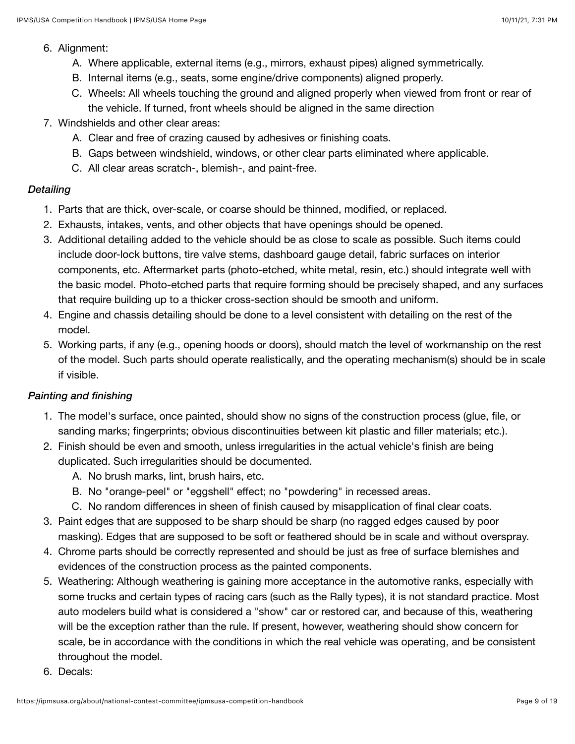6. Alignment:
   A. Where applicable, external items (e.g., mirrors, exhaust pipes) aligned symmetrically.
   B. Internal items (e.g., seats, some engine/drive components) aligned properly.
   C. Wheels: All wheels touching the ground and aligned properly when viewed from front or rear of the vehicle. If turned, front wheels should be aligned in the same direction
7. Windshields and other clear areas:
   A. Clear and free of crazing caused by adhesives or finishing coats.
   B. Gaps between windshield, windows, or other clear parts eliminated where applicable.
   C. All clear areas scratch-, blemish-, and paint-free.

*Detailing*

1. Parts that are thick, over-scale, or coarse should be thinned, modified, or replaced.
2. Exhausts, intakes, vents, and other objects that have openings should be opened.
3. Additional detailing added to the vehicle should be as close to scale as possible. Such items could include door-lock buttons, tire valve stems, dashboard gauge detail, fabric surfaces on interior components, etc. Aftermarket parts (photo-etched, white metal, resin, etc.) should integrate well with the basic model. Photo-etched parts that require forming should be precisely shaped, and any surfaces that require building up to a thicker cross-section should be smooth and uniform.
4. Engine and chassis detailing should be done to a level consistent with detailing on the rest of the model.
5. Working parts, if any (e.g., opening hoods or doors), should match the level of workmanship on the rest of the model. Such parts should operate realistically, and the operating mechanism(s) should be in scale if visible.

*Painting and finishing*

1. The model's surface, once painted, should show no signs of the construction process (glue, file, or sanding marks; fingerprints; obvious discontinuities between kit plastic and filler materials; etc.).
2. Finish should be even and smooth, unless irregularities in the actual vehicle's finish are being duplicated. Such irregularities should be documented.
   A. No brush marks, lint, brush hairs, etc.
   B. No "orange-peel" or "eggshell" effect; no "powdering" in recessed areas.
   C. No random differences in sheen of finish caused by misapplication of final clear coats.
3. Paint edges that are supposed to be sharp should be sharp (no ragged edges caused by poor masking). Edges that are supposed to be soft or feathered should be in scale and without overspray.
4. Chrome parts should be correctly represented and should be just as free of surface blemishes and evidences of the construction process as the painted components.
5. Weathering: Although weathering is gaining more acceptance in the automotive ranks, especially with some trucks and certain types of racing cars (such as the Rally types), it is not standard practice. Most auto modelers build what is considered a "show" car or restored car, and because of this, weathering will be the exception rather than the rule. If present, however, weathering should show concern for scale, be in accordance with the conditions in which the real vehicle was operating, and be consistent throughout the model.
6. Decals: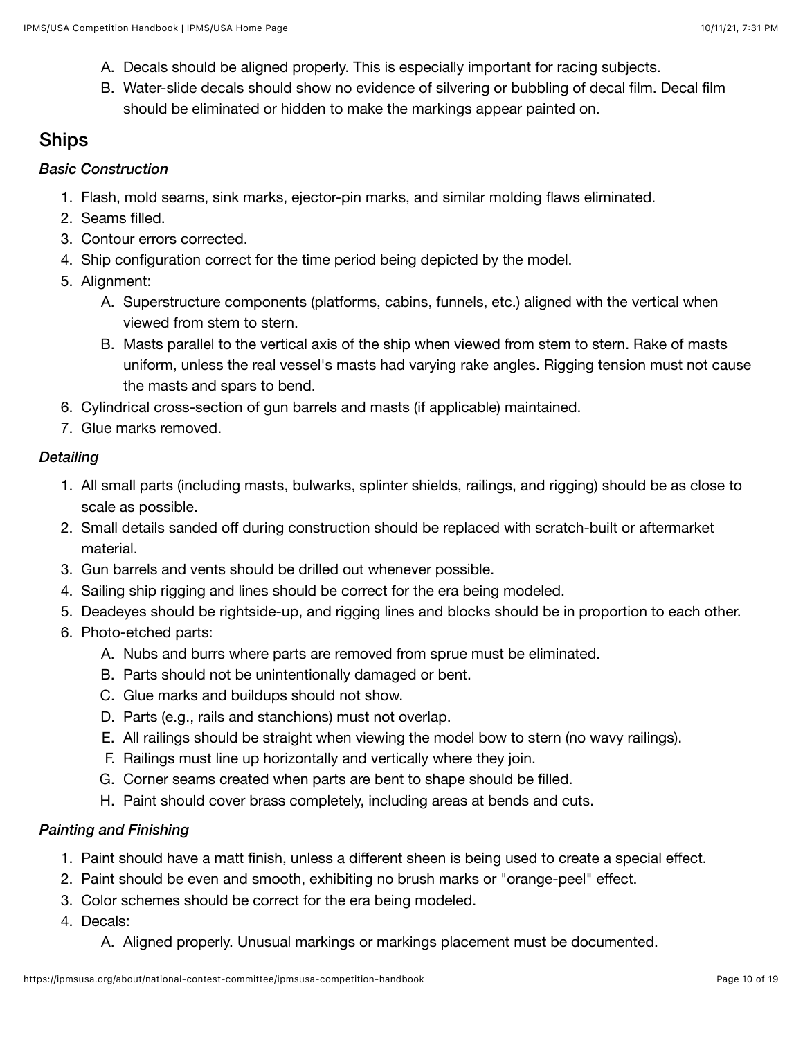A. Decals should be aligned properly. This is especially important for racing subjects.
B. Water-slide decals should show no evidence of silvering or bubbling of decal film. Decal film should be eliminated or hidden to make the markings appear painted on.

## Ships

### *Basic Construction*

1. Flash, mold seams, sink marks, ejector-pin marks, and similar molding flaws eliminated.
2. Seams filled.
3. Contour errors corrected.
4. Ship configuration correct for the time period being depicted by the model.
5. Alignment:
   A. Superstructure components (platforms, cabins, funnels, etc.) aligned with the vertical when viewed from stem to stern.
   B. Masts parallel to the vertical axis of the ship when viewed from stem to stern. Rake of masts uniform, unless the real vessel's masts had varying rake angles. Rigging tension must not cause the masts and spars to bend.
6. Cylindrical cross-section of gun barrels and masts (if applicable) maintained.
7. Glue marks removed.

### *Detailing*

1. All small parts (including masts, bulwarks, splinter shields, railings, and rigging) should be as close to scale as possible.
2. Small details sanded off during construction should be replaced with scratch-built or aftermarket material.
3. Gun barrels and vents should be drilled out whenever possible.
4. Sailing ship rigging and lines should be correct for the era being modeled.
5. Deadeyes should be rightside-up, and rigging lines and blocks should be in proportion to each other.
6. Photo-etched parts:
   A. Nubs and burrs where parts are removed from sprue must be eliminated.
   B. Parts should not be unintentionally damaged or bent.
   C. Glue marks and buildups should not show.
   D. Parts (e.g., rails and stanchions) must not overlap.
   E. All railings should be straight when viewing the model bow to stern (no wavy railings).
   F. Railings must line up horizontally and vertically where they join.
   G. Corner seams created when parts are bent to shape should be filled.
   H. Paint should cover brass completely, including areas at bends and cuts.

### *Painting and Finishing*

1. Paint should have a matt finish, unless a different sheen is being used to create a special effect.
2. Paint should be even and smooth, exhibiting no brush marks or "orange-peel" effect.
3. Color schemes should be correct for the era being modeled.
4. Decals:
   A. Aligned properly. Unusual markings or markings placement must be documented.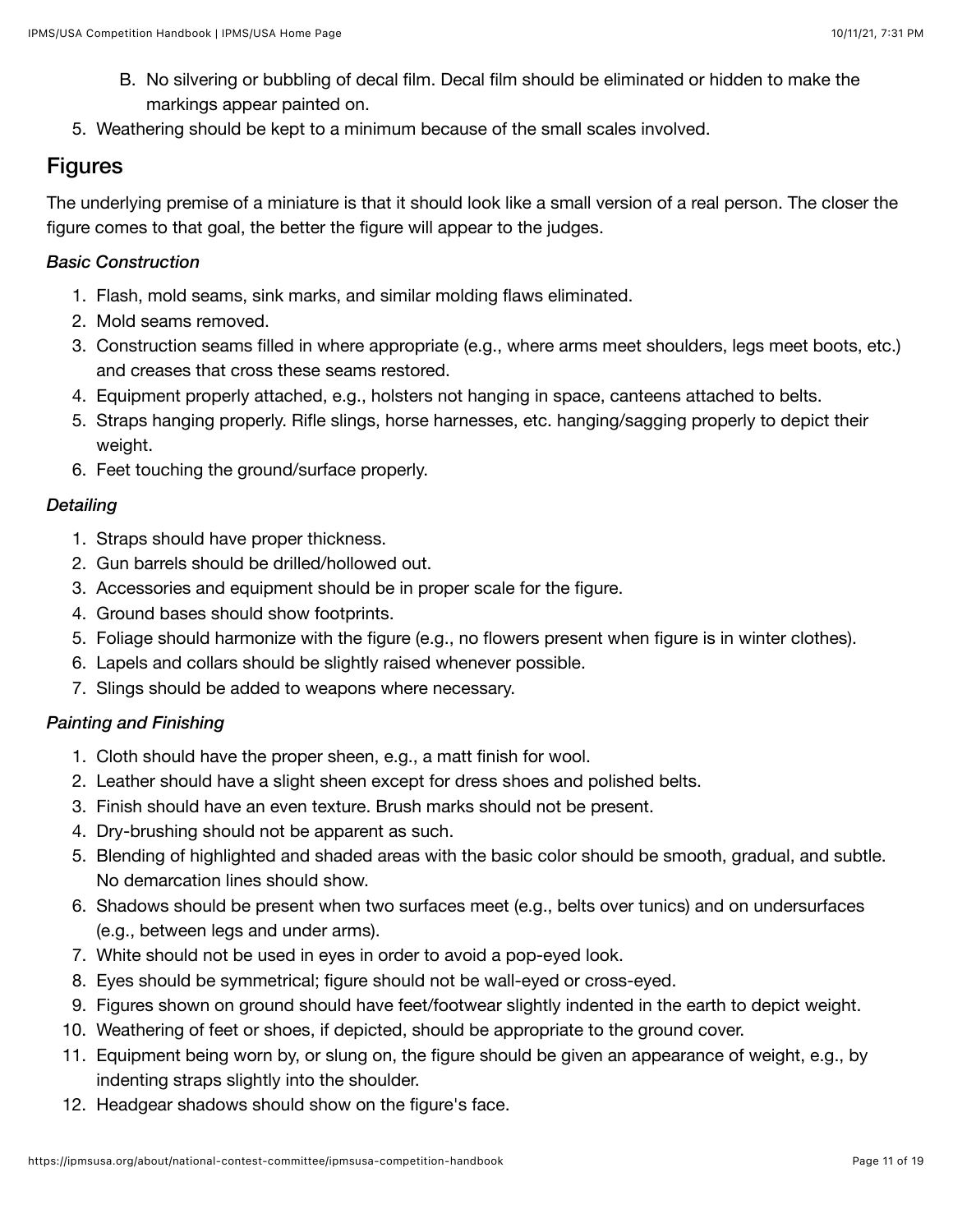B. No silvering or bubbling of decal film. Decal film should be eliminated or hidden to make the markings appear painted on.

5. Weathering should be kept to a minimum because of the small scales involved.

## Figures

The underlying premise of a miniature is that it should look like a small version of a real person. The closer the figure comes to that goal, the better the figure will appear to the judges.

### *Basic Construction*

1. Flash, mold seams, sink marks, and similar molding flaws eliminated.
2. Mold seams removed.
3. Construction seams filled in where appropriate (e.g., where arms meet shoulders, legs meet boots, etc.) and creases that cross these seams restored.
4. Equipment properly attached, e.g., holsters not hanging in space, canteens attached to belts.
5. Straps hanging properly. Rifle slings, horse harnesses, etc. hanging/sagging properly to depict their weight.
6. Feet touching the ground/surface properly.

### *Detailing*

1. Straps should have proper thickness.
2. Gun barrels should be drilled/hollowed out.
3. Accessories and equipment should be in proper scale for the figure.
4. Ground bases should show footprints.
5. Foliage should harmonize with the figure (e.g., no flowers present when figure is in winter clothes).
6. Lapels and collars should be slightly raised whenever possible.
7. Slings should be added to weapons where necessary.

### *Painting and Finishing*

1. Cloth should have the proper sheen, e.g., a matt finish for wool.
2. Leather should have a slight sheen except for dress shoes and polished belts.
3. Finish should have an even texture. Brush marks should not be present.
4. Dry-brushing should not be apparent as such.
5. Blending of highlighted and shaded areas with the basic color should be smooth, gradual, and subtle. No demarcation lines should show.
6. Shadows should be present when two surfaces meet (e.g., belts over tunics) and on undersurfaces (e.g., between legs and under arms).
7. White should not be used in eyes in order to avoid a pop-eyed look.
8. Eyes should be symmetrical; figure should not be wall-eyed or cross-eyed.
9. Figures shown on ground should have feet/footwear slightly indented in the earth to depict weight.
10. Weathering of feet or shoes, if depicted, should be appropriate to the ground cover.
11. Equipment being worn by, or slung on, the figure should be given an appearance of weight, e.g., by indenting straps slightly into the shoulder.
12. Headgear shadows should show on the figure's face.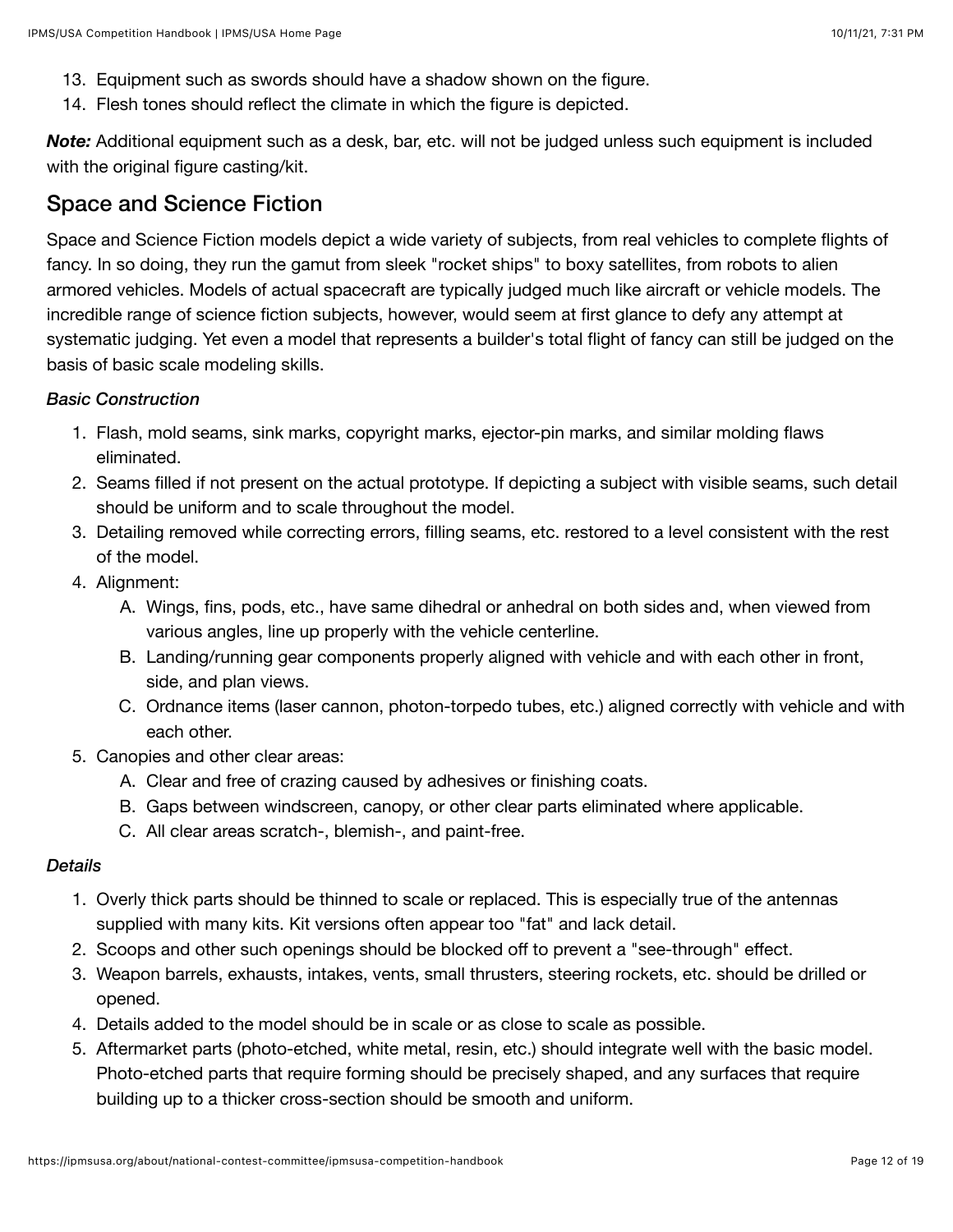13. Equipment such as swords should have a shadow shown on the figure.
14. Flesh tones should reflect the climate in which the figure is depicted.

***Note:*** Additional equipment such as a desk, bar, etc. will not be judged unless such equipment is included with the original figure casting/kit.

## Space and Science Fiction

Space and Science Fiction models depict a wide variety of subjects, from real vehicles to complete flights of fancy. In so doing, they run the gamut from sleek "rocket ships" to boxy satellites, from robots to alien armored vehicles. Models of actual spacecraft are typically judged much like aircraft or vehicle models. The incredible range of science fiction subjects, however, would seem at first glance to defy any attempt at systematic judging. Yet even a model that represents a builder's total flight of fancy can still be judged on the basis of basic scale modeling skills.

*Basic Construction*

1. Flash, mold seams, sink marks, copyright marks, ejector-pin marks, and similar molding flaws eliminated.
2. Seams filled if not present on the actual prototype. If depicting a subject with visible seams, such detail should be uniform and to scale throughout the model.
3. Detailing removed while correcting errors, filling seams, etc. restored to a level consistent with the rest of the model.
4. Alignment:
   A. Wings, fins, pods, etc., have same dihedral or anhedral on both sides and, when viewed from various angles, line up properly with the vehicle centerline.
   B. Landing/running gear components properly aligned with vehicle and with each other in front, side, and plan views.
   C. Ordnance items (laser cannon, photon-torpedo tubes, etc.) aligned correctly with vehicle and with each other.
5. Canopies and other clear areas:
   A. Clear and free of crazing caused by adhesives or finishing coats.
   B. Gaps between windscreen, canopy, or other clear parts eliminated where applicable.
   C. All clear areas scratch-, blemish-, and paint-free.

*Details*

1. Overly thick parts should be thinned to scale or replaced. This is especially true of the antennas supplied with many kits. Kit versions often appear too "fat" and lack detail.
2. Scoops and other such openings should be blocked off to prevent a "see-through" effect.
3. Weapon barrels, exhausts, intakes, vents, small thrusters, steering rockets, etc. should be drilled or opened.
4. Details added to the model should be in scale or as close to scale as possible.
5. Aftermarket parts (photo-etched, white metal, resin, etc.) should integrate well with the basic model. Photo-etched parts that require forming should be precisely shaped, and any surfaces that require building up to a thicker cross-section should be smooth and uniform.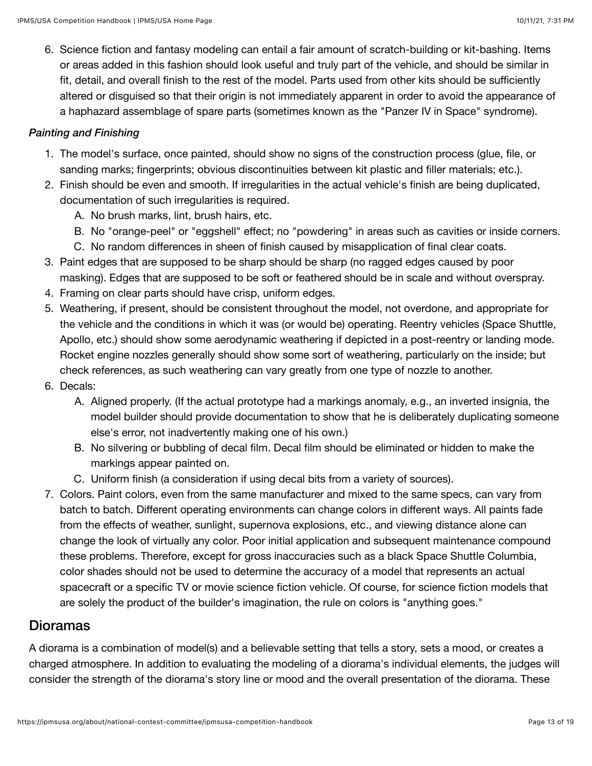6. Science fiction and fantasy modeling can entail a fair amount of scratch-building or kit-bashing. Items or areas added in this fashion should look useful and truly part of the vehicle, and should be similar in fit, detail, and overall finish to the rest of the model. Parts used from other kits should be sufficiently altered or disguised so that their origin is not immediately apparent in order to avoid the appearance of a haphazard assemblage of spare parts (sometimes known as the "Panzer IV in Space" syndrome).

*Painting and Finishing*

1. The model's surface, once painted, should show no signs of the construction process (glue, file, or sanding marks; fingerprints; obvious discontinuities between kit plastic and filler materials; etc.).
2. Finish should be even and smooth. If irregularities in the actual vehicle's finish are being duplicated, documentation of such irregularities is required.
   A. No brush marks, lint, brush hairs, etc.
   B. No "orange-peel" or "eggshell" effect; no "powdering" in areas such as cavities or inside corners.
   C. No random differences in sheen of finish caused by misapplication of final clear coats.
3. Paint edges that are supposed to be sharp should be sharp (no ragged edges caused by poor masking). Edges that are supposed to be soft or feathered should be in scale and without overspray.
4. Framing on clear parts should have crisp, uniform edges.
5. Weathering, if present, should be consistent throughout the model, not overdone, and appropriate for the vehicle and the conditions in which it was (or would be) operating. Reentry vehicles (Space Shuttle, Apollo, etc.) should show some aerodynamic weathering if depicted in a post-reentry or landing mode. Rocket engine nozzles generally should show some sort of weathering, particularly on the inside; but check references, as such weathering can vary greatly from one type of nozzle to another.
6. Decals:
   A. Aligned properly. (If the actual prototype had a markings anomaly, e.g., an inverted insignia, the model builder should provide documentation to show that he is deliberately duplicating someone else's error, not inadvertently making one of his own.)
   B. No silvering or bubbling of decal film. Decal film should be eliminated or hidden to make the markings appear painted on.
   C. Uniform finish (a consideration if using decal bits from a variety of sources).
7. Colors. Paint colors, even from the same manufacturer and mixed to the same specs, can vary from batch to batch. Different operating environments can change colors in different ways. All paints fade from the effects of weather, sunlight, supernova explosions, etc., and viewing distance alone can change the look of virtually any color. Poor initial application and subsequent maintenance compound these problems. Therefore, except for gross inaccuracies such as a black Space Shuttle Columbia, color shades should not be used to determine the accuracy of a model that represents an actual spacecraft or a specific TV or movie science fiction vehicle. Of course, for science fiction models that are solely the product of the builder's imagination, the rule on colors is "anything goes."

## Dioramas

A diorama is a combination of model(s) and a believable setting that tells a story, sets a mood, or creates a charged atmosphere. In addition to evaluating the modeling of a diorama's individual elements, the judges will consider the strength of the diorama's story line or mood and the overall presentation of the diorama. These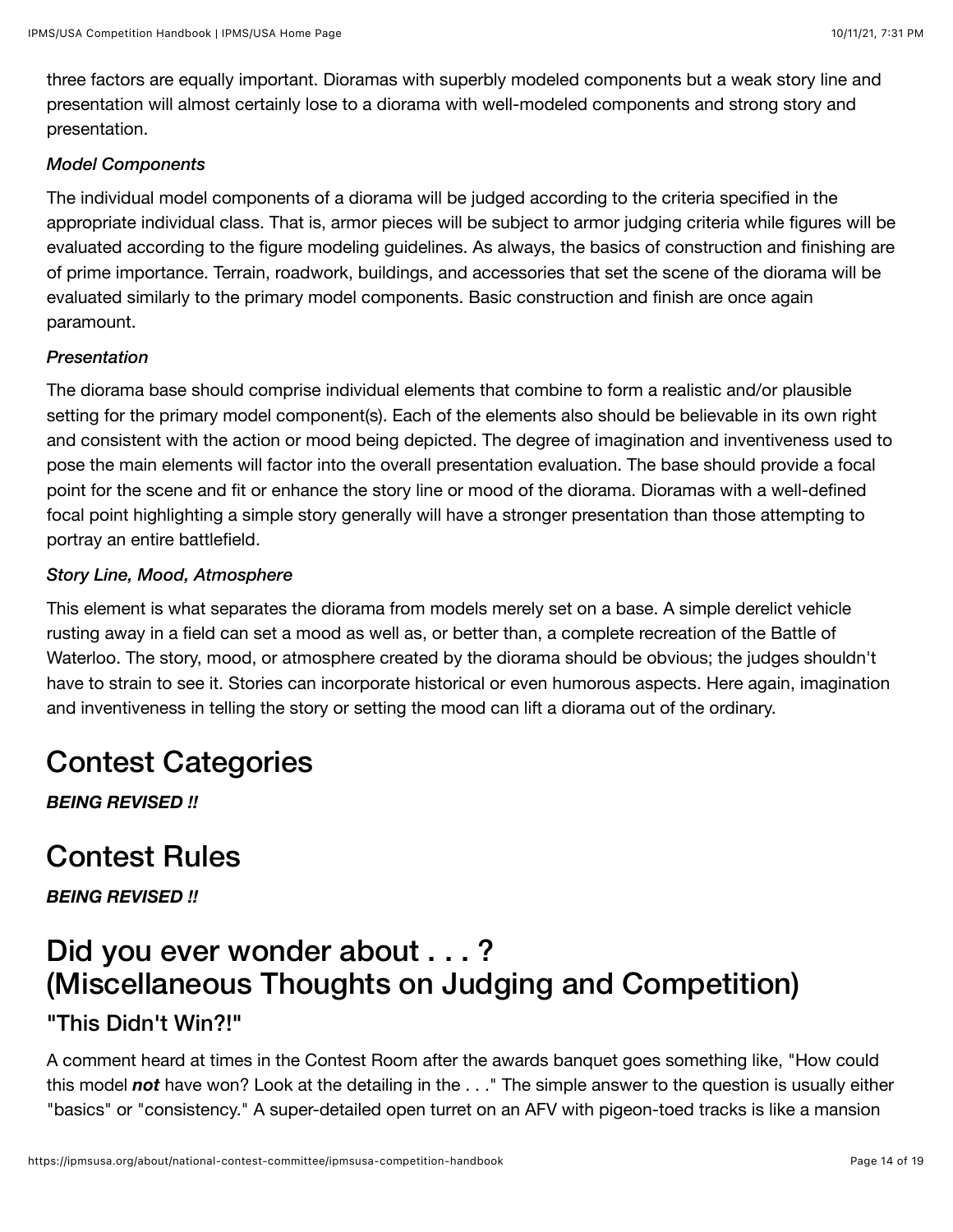three factors are equally important. Dioramas with superbly modeled components but a weak story line and presentation will almost certainly lose to a diorama with well-modeled components and strong story and presentation.

*Model Components*

The individual model components of a diorama will be judged according to the criteria specified in the appropriate individual class. That is, armor pieces will be subject to armor judging criteria while figures will be evaluated according to the figure modeling guidelines. As always, the basics of construction and finishing are of prime importance. Terrain, roadwork, buildings, and accessories that set the scene of the diorama will be evaluated similarly to the primary model components. Basic construction and finish are once again paramount.

*Presentation*

The diorama base should comprise individual elements that combine to form a realistic and/or plausible setting for the primary model component(s). Each of the elements also should be believable in its own right and consistent with the action or mood being depicted. The degree of imagination and inventiveness used to pose the main elements will factor into the overall presentation evaluation. The base should provide a focal point for the scene and fit or enhance the story line or mood of the diorama. Dioramas with a well-defined focal point highlighting a simple story generally will have a stronger presentation than those attempting to portray an entire battlefield.

*Story Line, Mood, Atmosphere*

This element is what separates the diorama from models merely set on a base. A simple derelict vehicle rusting away in a field can set a mood as well as, or better than, a complete recreation of the Battle of Waterloo. The story, mood, or atmosphere created by the diorama should be obvious; the judges shouldn't have to strain to see it. Stories can incorporate historical or even humorous aspects. Here again, imagination and inventiveness in telling the story or setting the mood can lift a diorama out of the ordinary.

## Contest Categories

***BEING REVISED !!***

## Contest Rules

***BEING REVISED !!***

## Did you ever wonder about . . . ? (Miscellaneous Thoughts on Judging and Competition)

### "This Didn't Win?!"

A comment heard at times in the Contest Room after the awards banquet goes something like, "How could this model ***not*** have won? Look at the detailing in the . . ." The simple answer to the question is usually either "basics" or "consistency." A super-detailed open turret on an AFV with pigeon-toed tracks is like a mansion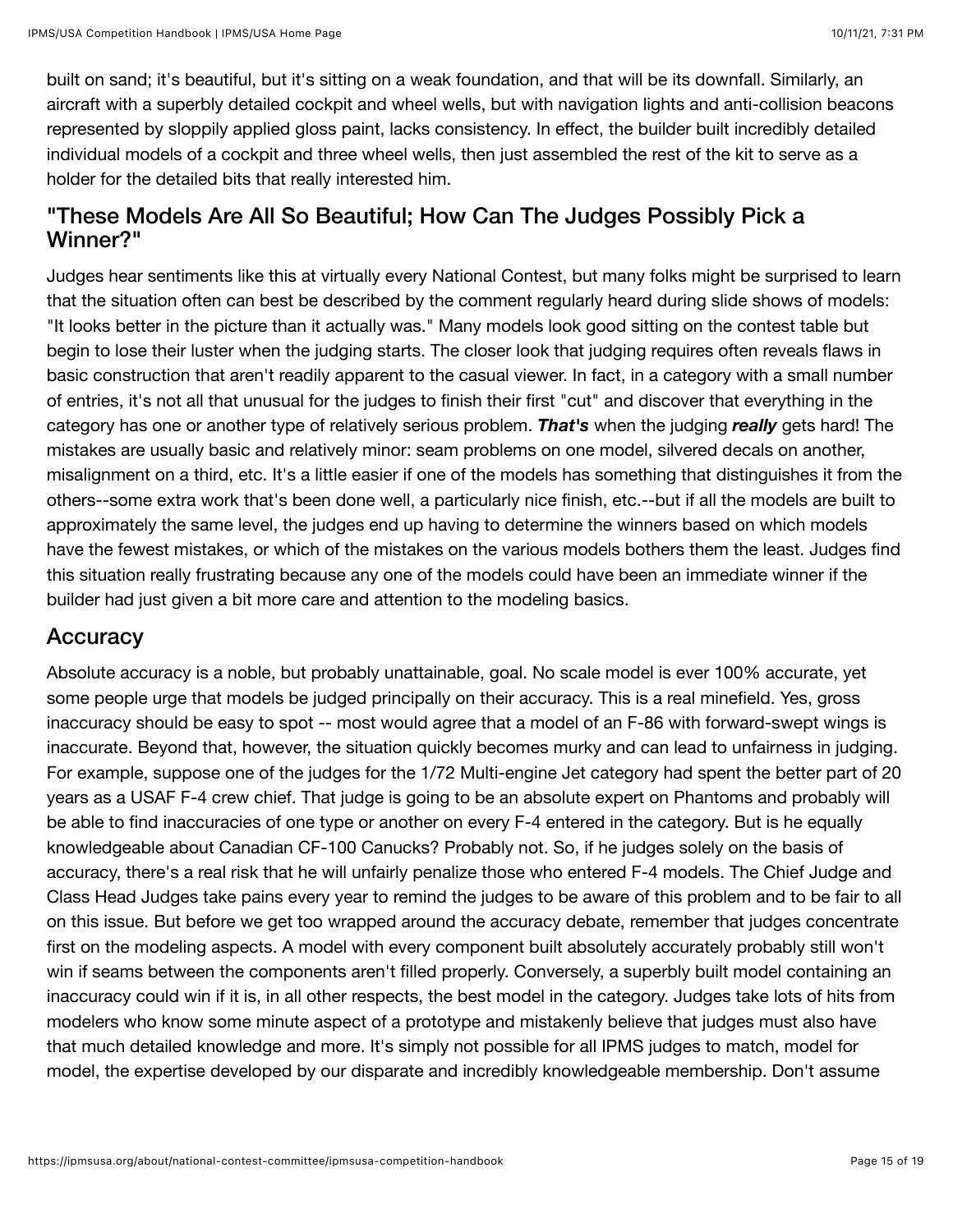built on sand; it's beautiful, but it's sitting on a weak foundation, and that will be its downfall. Similarly, an aircraft with a superbly detailed cockpit and wheel wells, but with navigation lights and anti-collision beacons represented by sloppily applied gloss paint, lacks consistency. In effect, the builder built incredibly detailed individual models of a cockpit and three wheel wells, then just assembled the rest of the kit to serve as a holder for the detailed bits that really interested him.

## "These Models Are All So Beautiful; How Can The Judges Possibly Pick a Winner?"

Judges hear sentiments like this at virtually every National Contest, but many folks might be surprised to learn that the situation often can best be described by the comment regularly heard during slide shows of models: "It looks better in the picture than it actually was." Many models look good sitting on the contest table but begin to lose their luster when the judging starts. The closer look that judging requires often reveals flaws in basic construction that aren't readily apparent to the casual viewer. In fact, in a category with a small number of entries, it's not all that unusual for the judges to finish their first "cut" and discover that everything in the category has one or another type of relatively serious problem. ***That's*** when the judging ***really*** gets hard! The mistakes are usually basic and relatively minor: seam problems on one model, silvered decals on another, misalignment on a third, etc. It's a little easier if one of the models has something that distinguishes it from the others--some extra work that's been done well, a particularly nice finish, etc.--but if all the models are built to approximately the same level, the judges end up having to determine the winners based on which models have the fewest mistakes, or which of the mistakes on the various models bothers them the least. Judges find this situation really frustrating because any one of the models could have been an immediate winner if the builder had just given a bit more care and attention to the modeling basics.

## Accuracy

Absolute accuracy is a noble, but probably unattainable, goal. No scale model is ever 100% accurate, yet some people urge that models be judged principally on their accuracy. This is a real minefield. Yes, gross inaccuracy should be easy to spot -- most would agree that a model of an F-86 with forward-swept wings is inaccurate. Beyond that, however, the situation quickly becomes murky and can lead to unfairness in judging. For example, suppose one of the judges for the 1/72 Multi-engine Jet category had spent the better part of 20 years as a USAF F-4 crew chief. That judge is going to be an absolute expert on Phantoms and probably will be able to find inaccuracies of one type or another on every F-4 entered in the category. But is he equally knowledgeable about Canadian CF-100 Canucks? Probably not. So, if he judges solely on the basis of accuracy, there's a real risk that he will unfairly penalize those who entered F-4 models. The Chief Judge and Class Head Judges take pains every year to remind the judges to be aware of this problem and to be fair to all on this issue. But before we get too wrapped around the accuracy debate, remember that judges concentrate first on the modeling aspects. A model with every component built absolutely accurately probably still won't win if seams between the components aren't filled properly. Conversely, a superbly built model containing an inaccuracy could win if it is, in all other respects, the best model in the category. Judges take lots of hits from modelers who know some minute aspect of a prototype and mistakenly believe that judges must also have that much detailed knowledge and more. It's simply not possible for all IPMS judges to match, model for model, the expertise developed by our disparate and incredibly knowledgeable membership. Don't assume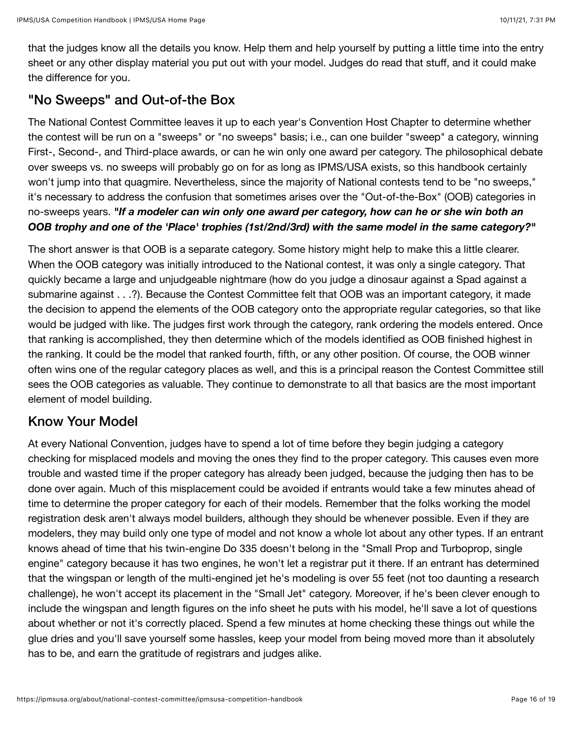that the judges know all the details you know. Help them and help yourself by putting a little time into the entry sheet or any other display material you put out with your model. Judges do read that stuff, and it could make the difference for you.

## "No Sweeps" and Out-of-the Box

The National Contest Committee leaves it up to each year's Convention Host Chapter to determine whether the contest will be run on a "sweeps" or "no sweeps" basis; i.e., can one builder "sweep" a category, winning First-, Second-, and Third-place awards, or can he win only one award per category. The philosophical debate over sweeps vs. no sweeps will probably go on for as long as IPMS/USA exists, so this handbook certainly won't jump into that quagmire. Nevertheless, since the majority of National contests tend to be "no sweeps," it's necessary to address the confusion that sometimes arises over the "Out-of-the-Box" (OOB) categories in no-sweeps years. ***"If a modeler can win only one award per category, how can he or she win both an OOB trophy and one of the 'Place' trophies (1st/2nd/3rd) with the same model in the same category?"***

The short answer is that OOB is a separate category. Some history might help to make this a little clearer. When the OOB category was initially introduced to the National contest, it was only a single category. That quickly became a large and unjudgeable nightmare (how do you judge a dinosaur against a Spad against a submarine against . . .?). Because the Contest Committee felt that OOB was an important category, it made the decision to append the elements of the OOB category onto the appropriate regular categories, so that like would be judged with like. The judges first work through the category, rank ordering the models entered. Once that ranking is accomplished, they then determine which of the models identified as OOB finished highest in the ranking. It could be the model that ranked fourth, fifth, or any other position. Of course, the OOB winner often wins one of the regular category places as well, and this is a principal reason the Contest Committee still sees the OOB categories as valuable. They continue to demonstrate to all that basics are the most important element of model building.

## Know Your Model

At every National Convention, judges have to spend a lot of time before they begin judging a category checking for misplaced models and moving the ones they find to the proper category. This causes even more trouble and wasted time if the proper category has already been judged, because the judging then has to be done over again. Much of this misplacement could be avoided if entrants would take a few minutes ahead of time to determine the proper category for each of their models. Remember that the folks working the model registration desk aren't always model builders, although they should be whenever possible. Even if they are modelers, they may build only one type of model and not know a whole lot about any other types. If an entrant knows ahead of time that his twin-engine Do 335 doesn't belong in the "Small Prop and Turboprop, single engine" category because it has two engines, he won't let a registrar put it there. If an entrant has determined that the wingspan or length of the multi-engined jet he's modeling is over 55 feet (not too daunting a research challenge), he won't accept its placement in the "Small Jet" category. Moreover, if he's been clever enough to include the wingspan and length figures on the info sheet he puts with his model, he'll save a lot of questions about whether or not it's correctly placed. Spend a few minutes at home checking these things out while the glue dries and you'll save yourself some hassles, keep your model from being moved more than it absolutely has to be, and earn the gratitude of registrars and judges alike.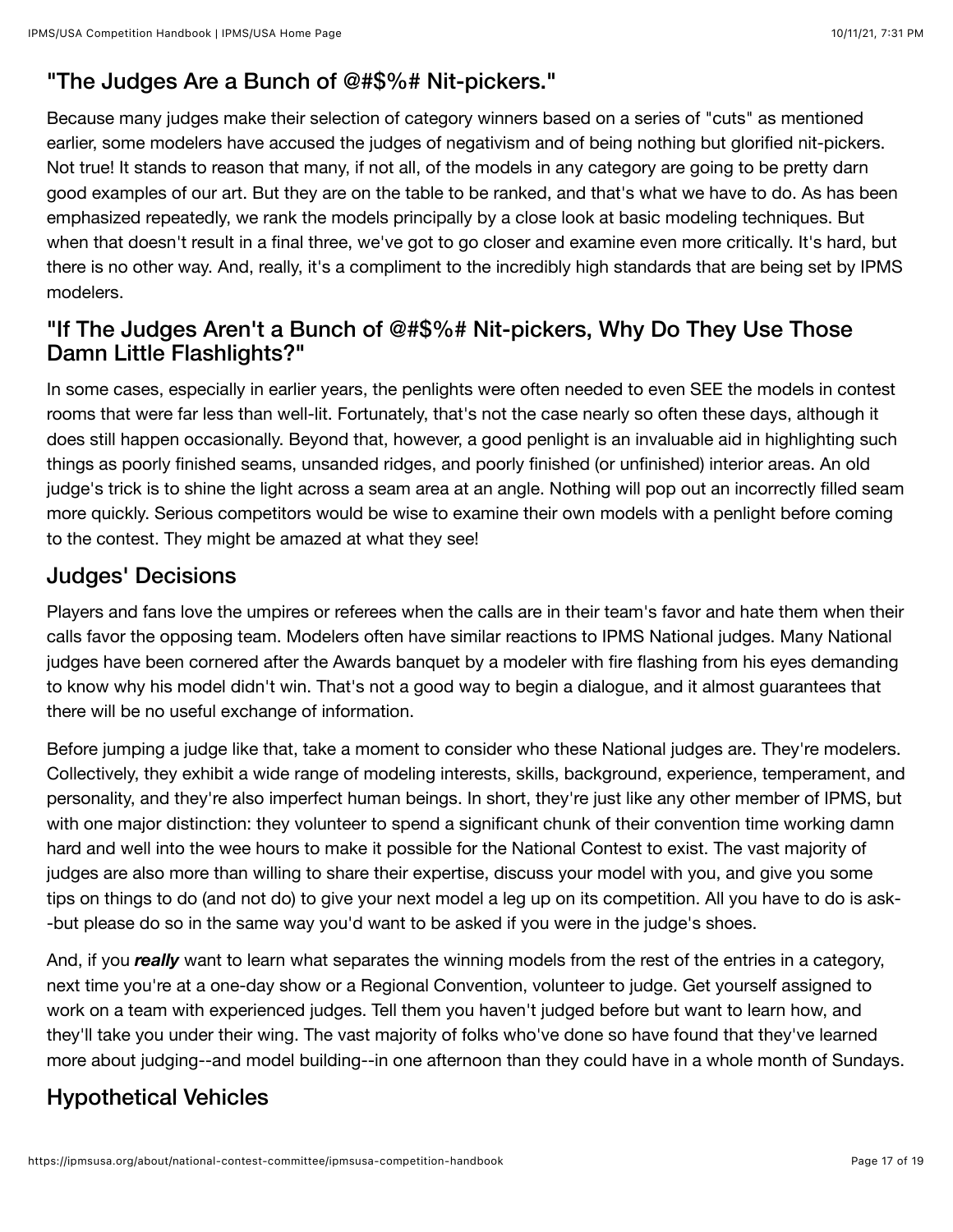## "The Judges Are a Bunch of @#$%# Nit-pickers."

Because many judges make their selection of category winners based on a series of "cuts" as mentioned earlier, some modelers have accused the judges of negativism and of being nothing but glorified nit-pickers. Not true! It stands to reason that many, if not all, of the models in any category are going to be pretty darn good examples of our art. But they are on the table to be ranked, and that's what we have to do. As has been emphasized repeatedly, we rank the models principally by a close look at basic modeling techniques. But when that doesn't result in a final three, we've got to go closer and examine even more critically. It's hard, but there is no other way. And, really, it's a compliment to the incredibly high standards that are being set by IPMS modelers.

## "If The Judges Aren't a Bunch of @#$%# Nit-pickers, Why Do They Use Those Damn Little Flashlights?"

In some cases, especially in earlier years, the penlights were often needed to even SEE the models in contest rooms that were far less than well-lit. Fortunately, that's not the case nearly so often these days, although it does still happen occasionally. Beyond that, however, a good penlight is an invaluable aid in highlighting such things as poorly finished seams, unsanded ridges, and poorly finished (or unfinished) interior areas. An old judge's trick is to shine the light across a seam area at an angle. Nothing will pop out an incorrectly filled seam more quickly. Serious competitors would be wise to examine their own models with a penlight before coming to the contest. They might be amazed at what they see!

## Judges' Decisions

Players and fans love the umpires or referees when the calls are in their team's favor and hate them when their calls favor the opposing team. Modelers often have similar reactions to IPMS National judges. Many National judges have been cornered after the Awards banquet by a modeler with fire flashing from his eyes demanding to know why his model didn't win. That's not a good way to begin a dialogue, and it almost guarantees that there will be no useful exchange of information.

Before jumping a judge like that, take a moment to consider who these National judges are. They're modelers. Collectively, they exhibit a wide range of modeling interests, skills, background, experience, temperament, and personality, and they're also imperfect human beings. In short, they're just like any other member of IPMS, but with one major distinction: they volunteer to spend a significant chunk of their convention time working damn hard and well into the wee hours to make it possible for the National Contest to exist. The vast majority of judges are also more than willing to share their expertise, discuss your model with you, and give you some tips on things to do (and not do) to give your next model a leg up on its competition. All you have to do is ask--but please do so in the same way you'd want to be asked if you were in the judge's shoes.

And, if you ***really*** want to learn what separates the winning models from the rest of the entries in a category, next time you're at a one-day show or a Regional Convention, volunteer to judge. Get yourself assigned to work on a team with experienced judges. Tell them you haven't judged before but want to learn how, and they'll take you under their wing. The vast majority of folks who've done so have found that they've learned more about judging--and model building--in one afternoon than they could have in a whole month of Sundays.

## Hypothetical Vehicles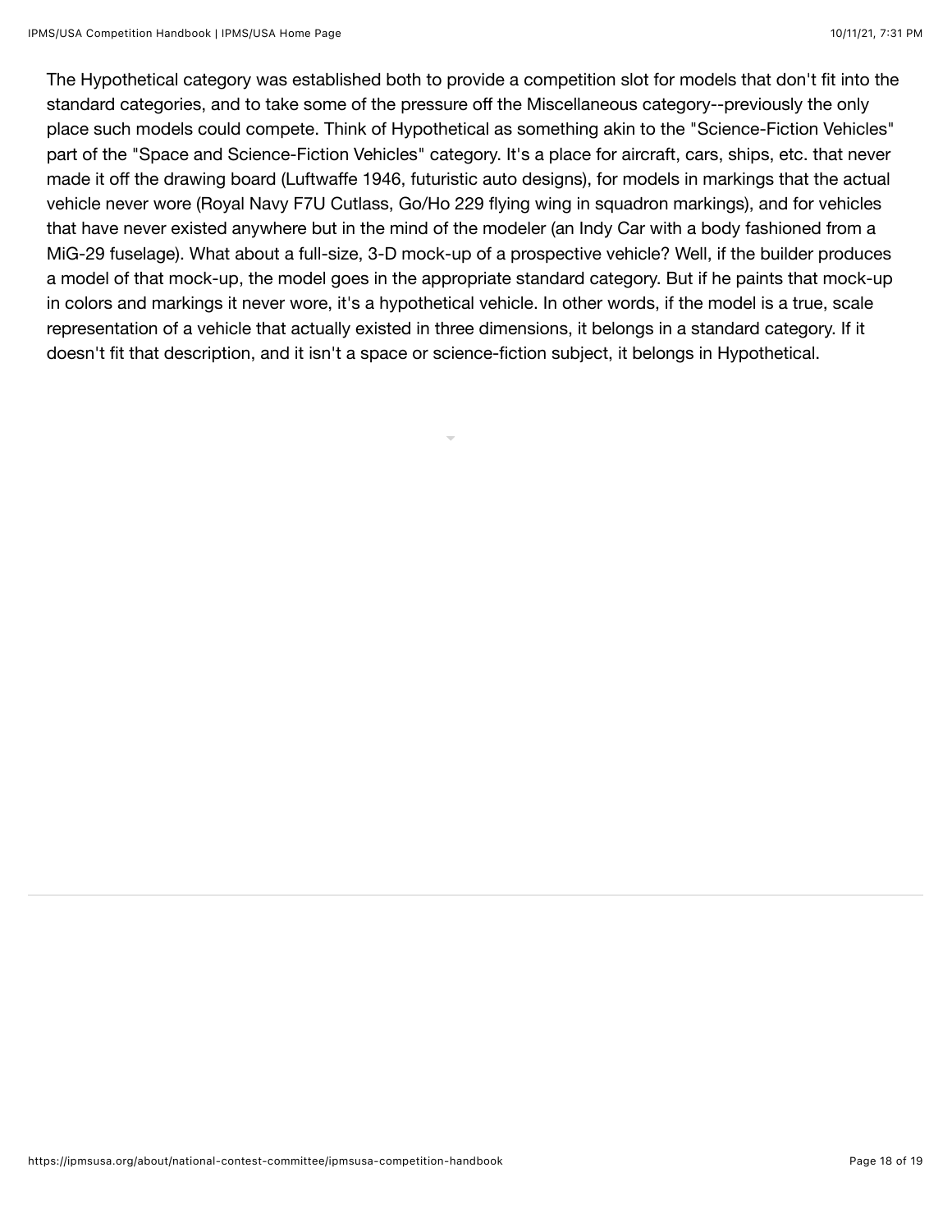The Hypothetical category was established both to provide a competition slot for models that don't fit into the standard categories, and to take some of the pressure off the Miscellaneous category--previously the only place such models could compete. Think of Hypothetical as something akin to the "Science-Fiction Vehicles" part of the "Space and Science-Fiction Vehicles" category. It's a place for aircraft, cars, ships, etc. that never made it off the drawing board (Luftwaffe 1946, futuristic auto designs), for models in markings that the actual vehicle never wore (Royal Navy F7U Cutlass, Go/Ho 229 flying wing in squadron markings), and for vehicles that have never existed anywhere but in the mind of the modeler (an Indy Car with a body fashioned from a MiG-29 fuselage). What about a full-size, 3-D mock-up of a prospective vehicle? Well, if the builder produces a model of that mock-up, the model goes in the appropriate standard category. But if he paints that mock-up in colors and markings it never wore, it's a hypothetical vehicle. In other words, if the model is a true, scale representation of a vehicle that actually existed in three dimensions, it belongs in a standard category. If it doesn't fit that description, and it isn't a space or science-fiction subject, it belongs in Hypothetical.